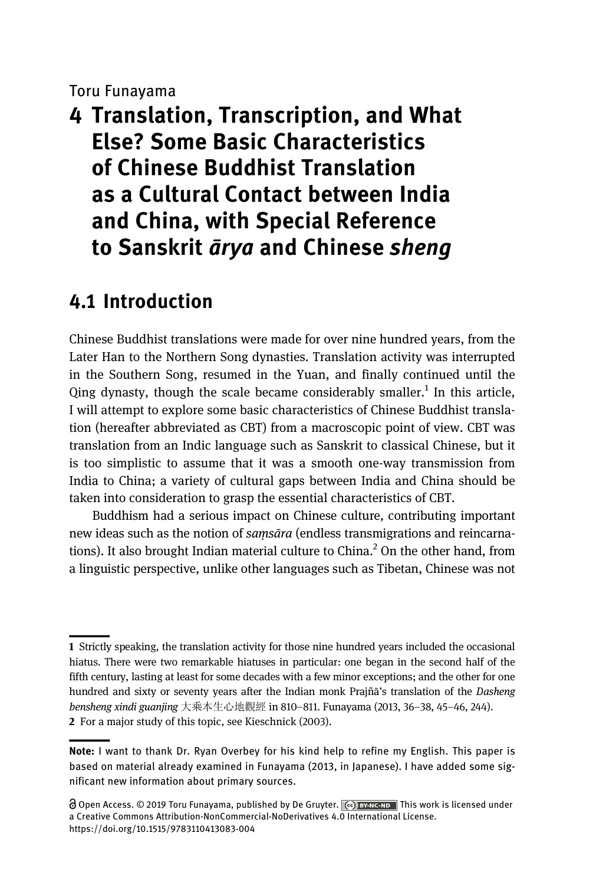Toru Funayama

# 4 Translation, Transcription, and What Else? Some Basic Characteristics of Chinese Buddhist Translation as a Cultural Contact between India and China, with Special Reference to Sanskrit *ārya* and Chinese *sheng*

## 4.1 Introduction

Chinese Buddhist translations were made for over nine hundred years, from the Later Han to the Northern Song dynasties. Translation activity was interrupted in the Southern Song, resumed in the Yuan, and finally continued until the Qing dynasty, though the scale became considerably smaller.[1] In this article, I will attempt to explore some basic characteristics of Chinese Buddhist translation (hereafter abbreviated as CBT) from a macroscopic point of view. CBT was translation from an Indic language such as Sanskrit to classical Chinese, but it is too simplistic to assume that it was a smooth one-way transmission from India to China; a variety of cultural gaps between India and China should be taken into consideration to grasp the essential characteristics of CBT.

Buddhism had a serious impact on Chinese culture, contributing important new ideas such as the notion of *saṃsāra* (endless transmigrations and reincarnations). It also brought Indian material culture to China.[2] On the other hand, from a linguistic perspective, unlike other languages such as Tibetan, Chinese was not

---

1 Strictly speaking, the translation activity for those nine hundred years included the occasional hiatus. There were two remarkable hiatuses in particular: one began in the second half of the fifth century, lasting at least for some decades with a few minor exceptions; and the other for one hundred and sixty or seventy years after the Indian monk Prajñā's translation of the *Dasheng bensheng xindi guanjing* 大乘本生心地觀經 in 810–811. Funayama (2013, 36–38, 45–46, 244).

2 For a major study of this topic, see Kieschnick (2003).

---

**Note:** I want to thank Dr. Ryan Overbey for his kind help to refine my English. This paper is based on material already examined in Funayama (2013, in Japanese). I have added some significant new information about primary sources.

Open Access. © 2019 Toru Funayama, published by De Gruyter. This work is licensed under a Creative Commons Attribution-NonCommercial-NoDerivatives 4.0 International License. https://doi.org/10.1515/9783110413083-004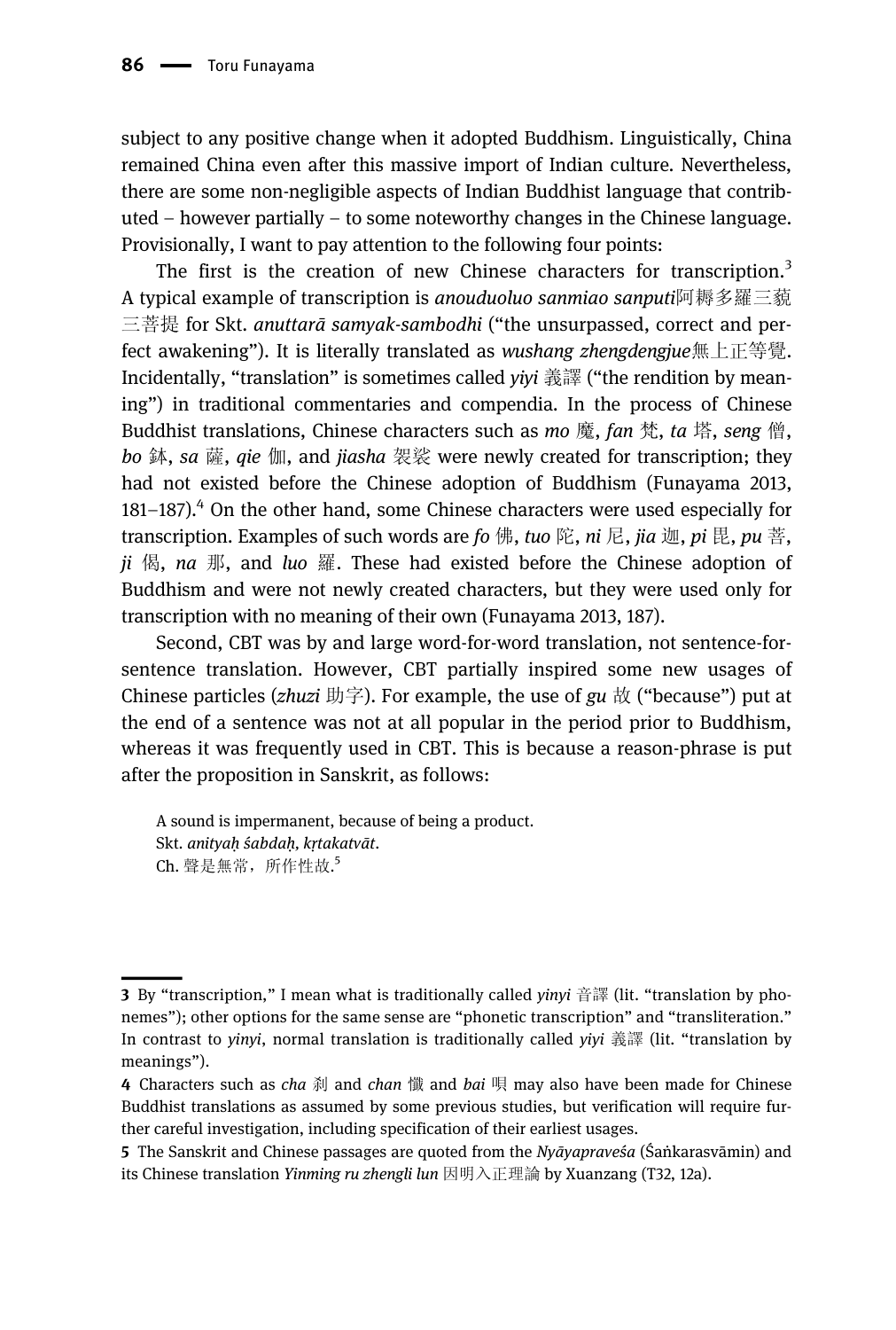subject to any positive change when it adopted Buddhism. Linguistically, China remained China even after this massive import of Indian culture. Nevertheless, there are some non-negligible aspects of Indian Buddhist language that contributed – however partially – to some noteworthy changes in the Chinese language. Provisionally, I want to pay attention to the following four points:

The first is the creation of new Chinese characters for transcription.[3] A typical example of transcription is *anouduoluo sanmiao sanputi*阿耨多羅三藐三菩提 for Skt. *anuttarā samyak-sambodhi* ("the unsurpassed, correct and perfect awakening"). It is literally translated as *wushang zhengdengjue*無上正等覺. Incidentally, "translation" is sometimes called *yiyi* 義譯 ("the rendition by meaning") in traditional commentaries and compendia. In the process of Chinese Buddhist translations, Chinese characters such as *mo* 魔, *fan* 梵, *ta* 塔, *seng* 僧, *bo* 鉢, *sa* 薩, *qie* 伽, and *jiasha* 袈裟 were newly created for transcription; they had not existed before the Chinese adoption of Buddhism (Funayama 2013, 181–187).[4] On the other hand, some Chinese characters were used especially for transcription. Examples of such words are *fo* 佛, *tuo* 陀, *ni* 尼, *jia* 迦, *pi* 毘, *pu* 菩, *ji* 偈, *na* 那, and *luo* 羅. These had existed before the Chinese adoption of Buddhism and were not newly created characters, but they were used only for transcription with no meaning of their own (Funayama 2013, 187).

Second, CBT was by and large word-for-word translation, not sentence-for-sentence translation. However, CBT partially inspired some new usages of Chinese particles (*zhuzi* 助字). For example, the use of *gu* 故 ("because") put at the end of a sentence was not at all popular in the period prior to Buddhism, whereas it was frequently used in CBT. This is because a reason-phrase is put after the proposition in Sanskrit, as follows:

> A sound is impermanent, because of being a product.
> Skt. *anityaḥ śabdaḥ, kṛtakatvāt*.
> Ch. 聲是無常，所作性故.[5]

---

**3** By "transcription," I mean what is traditionally called *yinyi* 音譯 (lit. "translation by phonemes"); other options for the same sense are "phonetic transcription" and "transliteration." In contrast to *yinyi*, normal translation is traditionally called *yiyi* 義譯 (lit. "translation by meanings").

**4** Characters such as *cha* 刹 and *chan* 懺 and *bai* 唄 may also have been made for Chinese Buddhist translations as assumed by some previous studies, but verification will require further careful investigation, including specification of their earliest usages.

**5** The Sanskrit and Chinese passages are quoted from the *Nyāyapraveśa* (Śaṅkarasvāmin) and its Chinese translation *Yinming ru zhengli lun* 因明入正理論 by Xuanzang (T32, 12a).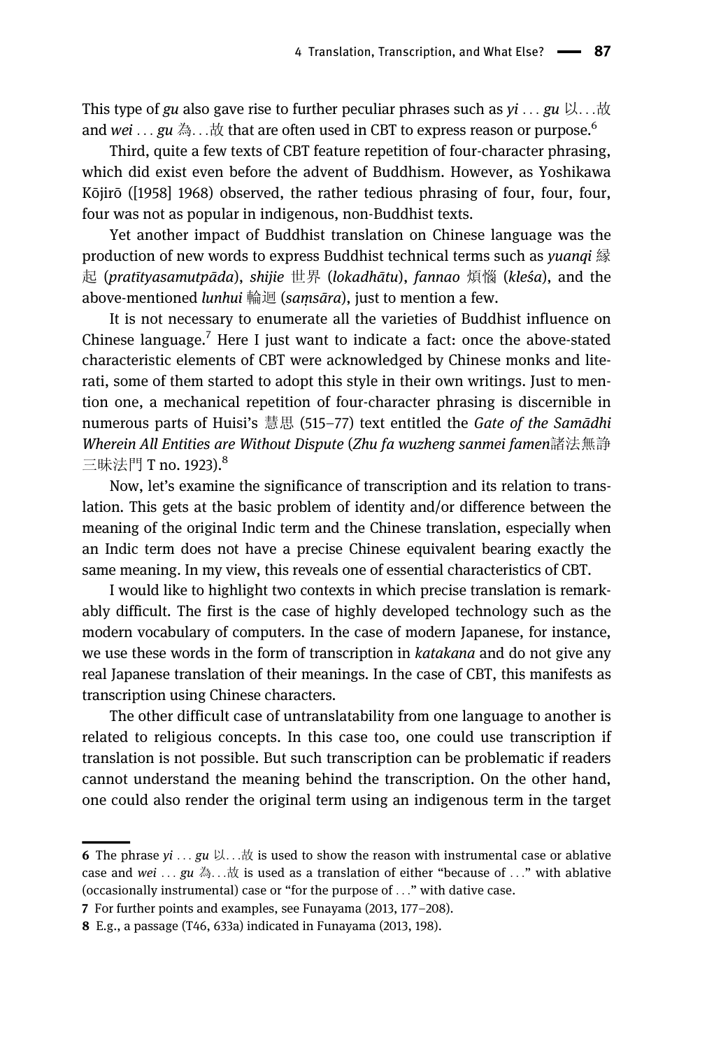This type of *gu* also gave rise to further peculiar phrases such as *yi* . . . *gu* 以. . .故 and *wei* . . . *gu* 為. . .故 that are often used in CBT to express reason or purpose.[6]

Third, quite a few texts of CBT feature repetition of four-character phrasing, which did exist even before the advent of Buddhism. However, as Yoshikawa Kōjirō ([1958] 1968) observed, the rather tedious phrasing of four, four, four, four was not as popular in indigenous, non-Buddhist texts.

Yet another impact of Buddhist translation on Chinese language was the production of new words to express Buddhist technical terms such as *yuanqi* 縁起 (*pratītyasamutpāda*), *shijie* 世界 (*lokadhātu*), *fannao* 煩惱 (*kleśa*), and the above-mentioned *lunhui* 輪迴 (*saṃsāra*), just to mention a few.

It is not necessary to enumerate all the varieties of Buddhist influence on Chinese language.[7] Here I just want to indicate a fact: once the above-stated characteristic elements of CBT were acknowledged by Chinese monks and literati, some of them started to adopt this style in their own writings. Just to mention one, a mechanical repetition of four-character phrasing is discernible in numerous parts of Huisi's 慧思 (515–77) text entitled the *Gate of the Samādhi Wherein All Entities are Without Dispute* (*Zhu fa wuzheng sanmei famen*諸法無諍三昧法門 T no. 1923).[8]

Now, let's examine the significance of transcription and its relation to translation. This gets at the basic problem of identity and/or difference between the meaning of the original Indic term and the Chinese translation, especially when an Indic term does not have a precise Chinese equivalent bearing exactly the same meaning. In my view, this reveals one of essential characteristics of CBT.

I would like to highlight two contexts in which precise translation is remarkably difficult. The first is the case of highly developed technology such as the modern vocabulary of computers. In the case of modern Japanese, for instance, we use these words in the form of transcription in *katakana* and do not give any real Japanese translation of their meanings. In the case of CBT, this manifests as transcription using Chinese characters.

The other difficult case of untranslatability from one language to another is related to religious concepts. In this case too, one could use transcription if translation is not possible. But such transcription can be problematic if readers cannot understand the meaning behind the transcription. On the other hand, one could also render the original term using an indigenous term in the target

---

**6** The phrase *yi* . . . *gu* 以. . .故 is used to show the reason with instrumental case or ablative case and *wei* . . . *gu* 為. . .故 is used as a translation of either "because of . . ." with ablative (occasionally instrumental) case or "for the purpose of . . ." with dative case.

**7** For further points and examples, see Funayama (2013, 177–208).

**8** E.g., a passage (T46, 633a) indicated in Funayama (2013, 198).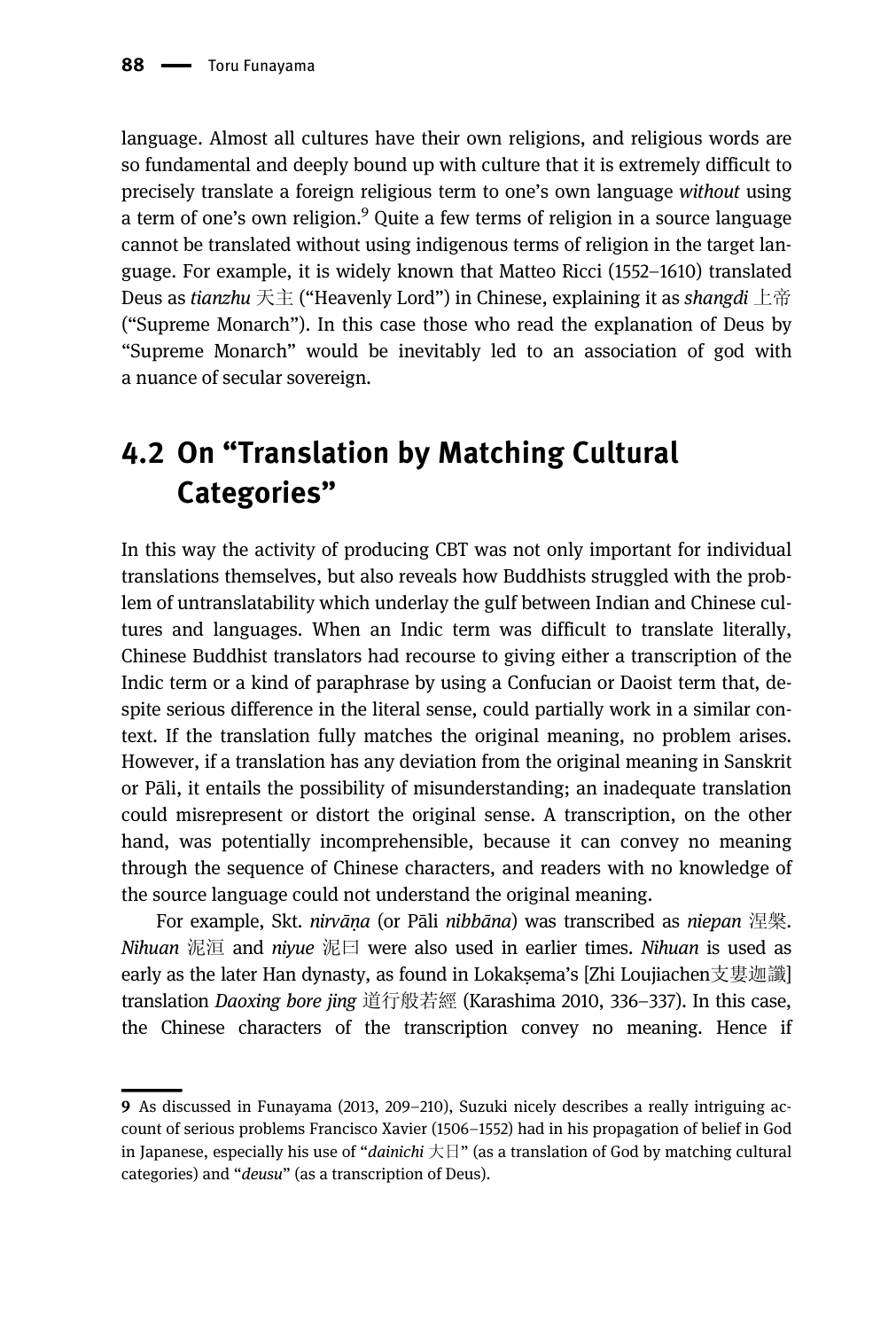language. Almost all cultures have their own religions, and religious words are so fundamental and deeply bound up with culture that it is extremely difficult to precisely translate a foreign religious term to one's own language *without* using a term of one's own religion.[9] Quite a few terms of religion in a source language cannot be translated without using indigenous terms of religion in the target language. For example, it is widely known that Matteo Ricci (1552–1610) translated Deus as *tianzhu* 天主 ("Heavenly Lord") in Chinese, explaining it as *shangdi* 上帝 ("Supreme Monarch"). In this case those who read the explanation of Deus by "Supreme Monarch" would be inevitably led to an association of god with a nuance of secular sovereign.

## 4.2 On "Translation by Matching Cultural Categories"

In this way the activity of producing CBT was not only important for individual translations themselves, but also reveals how Buddhists struggled with the problem of untranslatability which underlay the gulf between Indian and Chinese cultures and languages. When an Indic term was difficult to translate literally, Chinese Buddhist translators had recourse to giving either a transcription of the Indic term or a kind of paraphrase by using a Confucian or Daoist term that, despite serious difference in the literal sense, could partially work in a similar context. If the translation fully matches the original meaning, no problem arises. However, if a translation has any deviation from the original meaning in Sanskrit or Pāli, it entails the possibility of misunderstanding; an inadequate translation could misrepresent or distort the original sense. A transcription, on the other hand, was potentially incomprehensible, because it can convey no meaning through the sequence of Chinese characters, and readers with no knowledge of the source language could not understand the original meaning.

For example, Skt. *nirvāṇa* (or Pāli *nibbāna*) was transcribed as *niepan* 涅槃. *Nihuan* 泥洹 and *niyue* 泥曰 were also used in earlier times. *Nihuan* is used as early as the later Han dynasty, as found in Lokakṣema's [Zhi Loujiachen支婁迦讖] translation *Daoxing bore jing* 道行般若經 (Karashima 2010, 336–337). In this case, the Chinese characters of the transcription convey no meaning. Hence if

9 As discussed in Funayama (2013, 209–210), Suzuki nicely describes a really intriguing account of serious problems Francisco Xavier (1506–1552) had in his propagation of belief in God in Japanese, especially his use of "*dainichi* 大日" (as a translation of God by matching cultural categories) and "*deusu*" (as a transcription of Deus).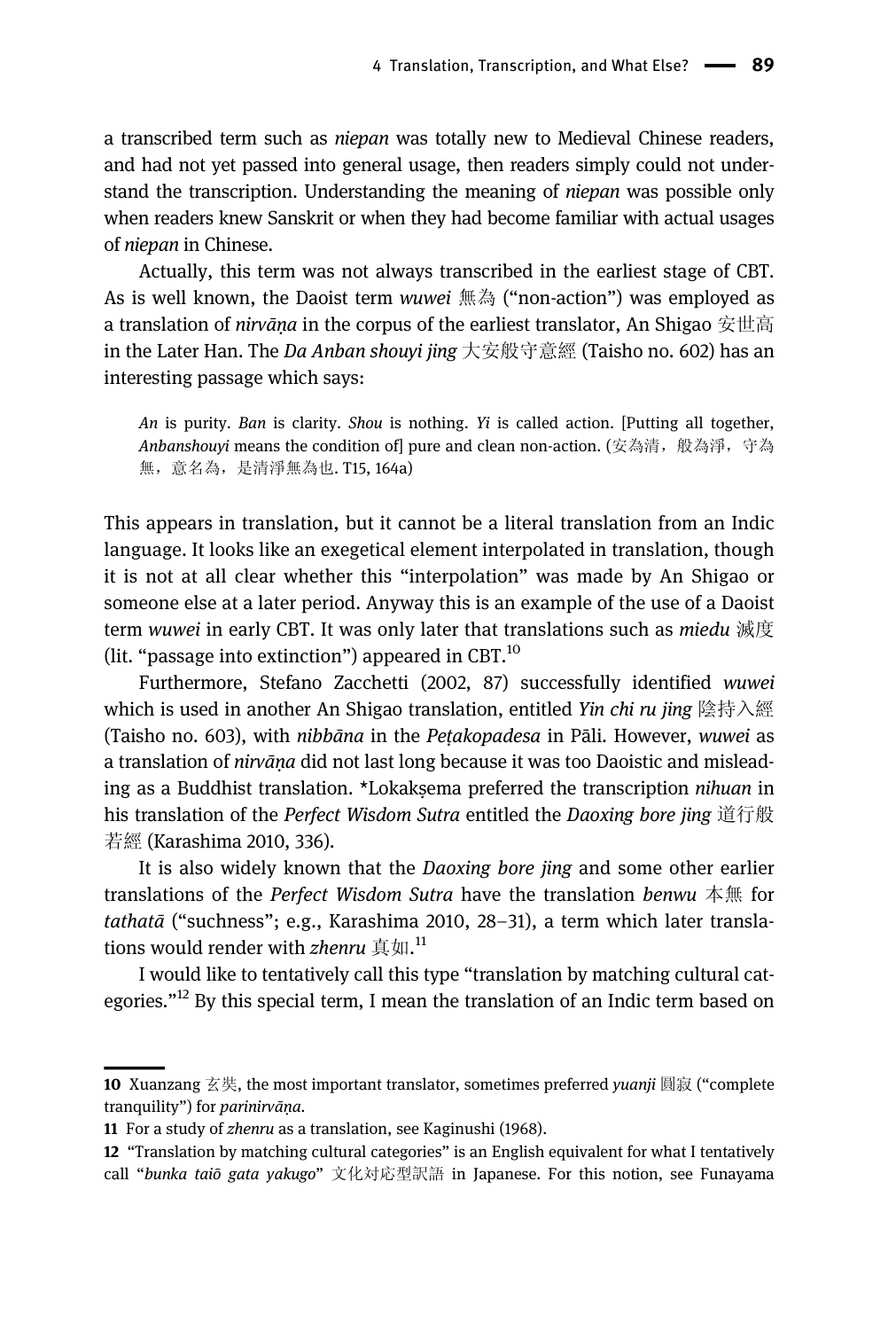a transcribed term such as *niepan* was totally new to Medieval Chinese readers, and had not yet passed into general usage, then readers simply could not understand the transcription. Understanding the meaning of *niepan* was possible only when readers knew Sanskrit or when they had become familiar with actual usages of *niepan* in Chinese.

Actually, this term was not always transcribed in the earliest stage of CBT. As is well known, the Daoist term *wuwei* 無為 ("non-action") was employed as a translation of *nirvāṇa* in the corpus of the earliest translator, An Shigao 安世高 in the Later Han. The *Da Anban shouyi jing* 大安般守意經 (Taisho no. 602) has an interesting passage which says:

> *An* is purity. *Ban* is clarity. *Shou* is nothing. *Yi* is called action. [Putting all together, *Anbanshouyi* means the condition of] pure and clean non-action. (安為清，般為淨，守為無，意名為，是清淨無為也. T15, 164a)

This appears in translation, but it cannot be a literal translation from an Indic language. It looks like an exegetical element interpolated in translation, though it is not at all clear whether this "interpolation" was made by An Shigao or someone else at a later period. Anyway this is an example of the use of a Daoist term *wuwei* in early CBT. It was only later that translations such as *miedu* 滅度 (lit. "passage into extinction") appeared in CBT.[10]

Furthermore, Stefano Zacchetti (2002, 87) successfully identified *wuwei* which is used in another An Shigao translation, entitled *Yin chi ru jing* 陰持入經 (Taisho no. 603), with *nibbāna* in the *Peṭakopadesa* in Pāli. However, *wuwei* as a translation of *nirvāṇa* did not last long because it was too Daoistic and misleading as a Buddhist translation. *Lokakṣema preferred the transcription *nihuan* in his translation of the *Perfect Wisdom Sutra* entitled the *Daoxing bore jing* 道行般若經 (Karashima 2010, 336).

It is also widely known that the *Daoxing bore jing* and some other earlier translations of the *Perfect Wisdom Sutra* have the translation *benwu* 本無 for *tathatā* ("suchness"; e.g., Karashima 2010, 28–31), a term which later translations would render with *zhenru* 真如.[11]

I would like to tentatively call this type "translation by matching cultural categories."[12] By this special term, I mean the translation of an Indic term based on

---

10 Xuanzang 玄奘, the most important translator, sometimes preferred *yuanji* 圓寂 ("complete tranquility") for *parinirvāṇa*.

11 For a study of *zhenru* as a translation, see Kaginushi (1968).

12 "Translation by matching cultural categories" is an English equivalent for what I tentatively call "*bunka taiō gata yakugo*" 文化対応型訳語 in Japanese. For this notion, see Funayama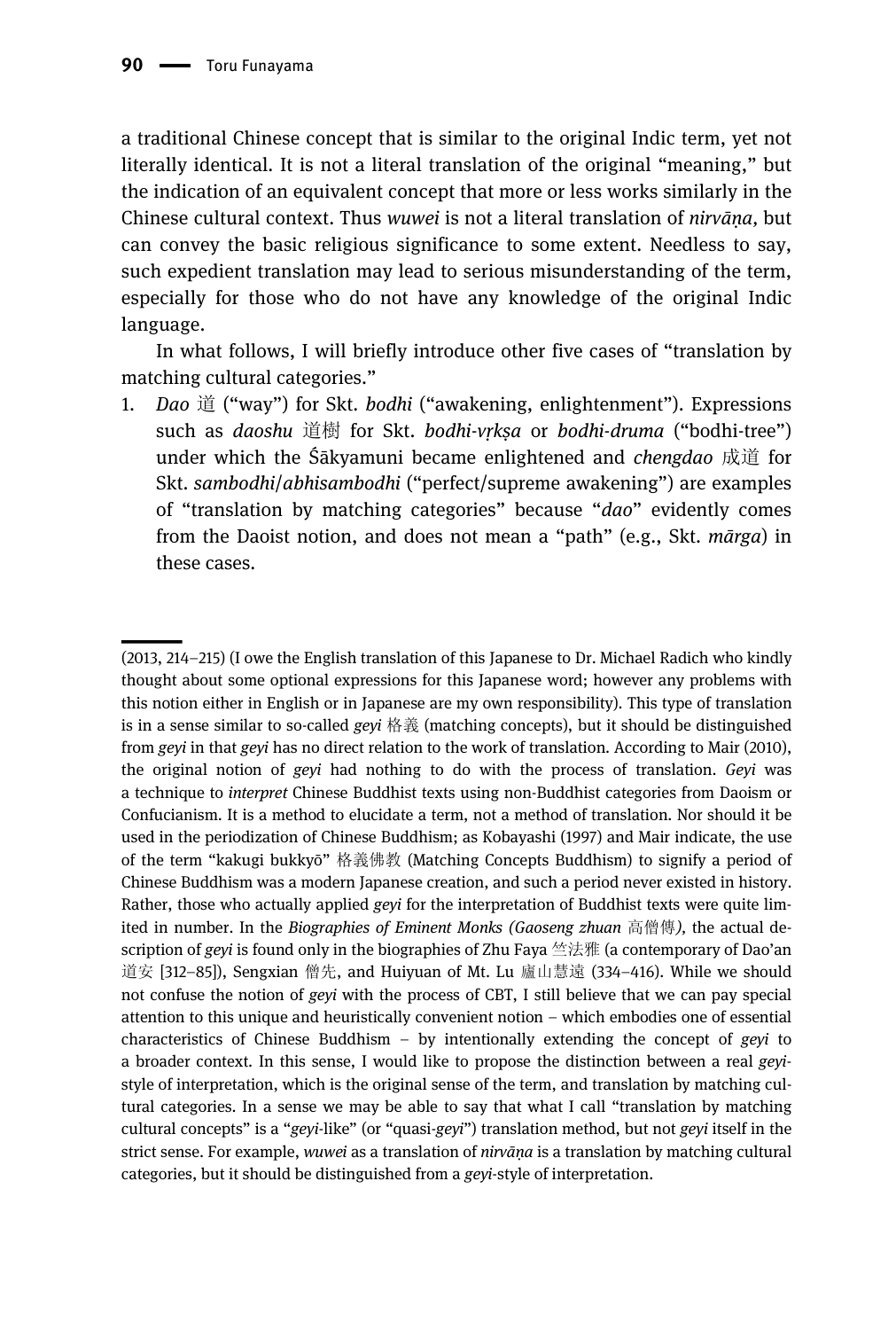a traditional Chinese concept that is similar to the original Indic term, yet not literally identical. It is not a literal translation of the original "meaning," but the indication of an equivalent concept that more or less works similarly in the Chinese cultural context. Thus *wuwei* is not a literal translation of *nirvāṇa,* but can convey the basic religious significance to some extent. Needless to say, such expedient translation may lead to serious misunderstanding of the term, especially for those who do not have any knowledge of the original Indic language.

In what follows, I will briefly introduce other five cases of "translation by matching cultural categories."

1. *Dao* 道 ("way") for Skt. *bodhi* ("awakening, enlightenment"). Expressions such as *daoshu* 道樹 for Skt. *bodhi-vṛkṣa* or *bodhi-druma* ("bodhi-tree") under which the Śākyamuni became enlightened and *chengdao* 成道 for Skt. *sambodhi*/*abhisambodhi* ("perfect/supreme awakening") are examples of "translation by matching categories" because "*dao*" evidently comes from the Daoist notion, and does not mean a "path" (e.g., Skt. *mārga*) in these cases.

---

(2013, 214–215) (I owe the English translation of this Japanese to Dr. Michael Radich who kindly thought about some optional expressions for this Japanese word; however any problems with this notion either in English or in Japanese are my own responsibility). This type of translation is in a sense similar to so-called *geyi* 格義 (matching concepts), but it should be distinguished from *geyi* in that *geyi* has no direct relation to the work of translation. According to Mair (2010), the original notion of *geyi* had nothing to do with the process of translation. *Geyi* was a technique to *interpret* Chinese Buddhist texts using non-Buddhist categories from Daoism or Confucianism. It is a method to elucidate a term, not a method of translation. Nor should it be used in the periodization of Chinese Buddhism; as Kobayashi (1997) and Mair indicate, the use of the term "kakugi bukkyō" 格義佛教 (Matching Concepts Buddhism) to signify a period of Chinese Buddhism was a modern Japanese creation, and such a period never existed in history. Rather, those who actually applied *geyi* for the interpretation of Buddhist texts were quite limited in number. In the *Biographies of Eminent Monks (Gaoseng zhuan* 高僧傳*)*, the actual description of *geyi* is found only in the biographies of Zhu Faya 竺法雅 (a contemporary of Dao'an 道安 [312–85]), Sengxian 僧先, and Huiyuan of Mt. Lu 廬山慧遠 (334–416). While we should not confuse the notion of *geyi* with the process of CBT, I still believe that we can pay special attention to this unique and heuristically convenient notion – which embodies one of essential characteristics of Chinese Buddhism – by intentionally extending the concept of *geyi* to a broader context. In this sense, I would like to propose the distinction between a real *geyi*-style of interpretation, which is the original sense of the term, and translation by matching cultural categories. In a sense we may be able to say that what I call "translation by matching cultural concepts" is a "*geyi*-like" (or "quasi-*geyi*") translation method, but not *geyi* itself in the strict sense. For example, *wuwei* as a translation of *nirvāṇa* is a translation by matching cultural categories, but it should be distinguished from a *geyi*-style of interpretation.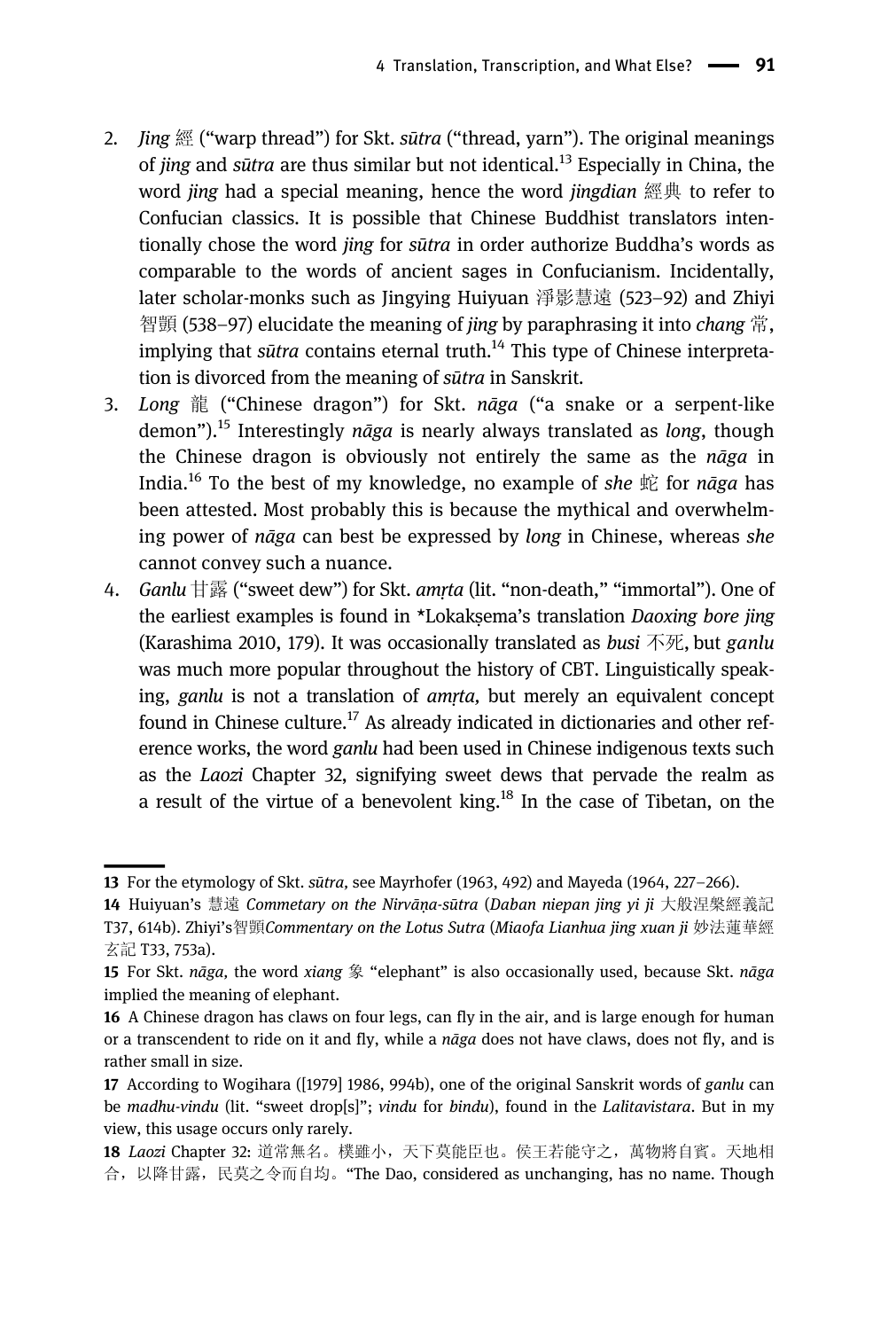2. *Jing* 經 ("warp thread") for Skt. *sūtra* ("thread, yarn"). The original meanings of *jing* and *sūtra* are thus similar but not identical.[13] Especially in China, the word *jing* had a special meaning, hence the word *jingdian* 經典 to refer to Confucian classics. It is possible that Chinese Buddhist translators intentionally chose the word *jing* for *sūtra* in order authorize Buddha's words as comparable to the words of ancient sages in Confucianism. Incidentally, later scholar-monks such as Jingying Huiyuan 淨影慧遠 (523–92) and Zhiyi 智顗 (538–97) elucidate the meaning of *jing* by paraphrasing it into *chang* 常, implying that *sūtra* contains eternal truth.[14] This type of Chinese interpretation is divorced from the meaning of *sūtra* in Sanskrit.
3. *Long* 龍 ("Chinese dragon") for Skt. *nāga* ("a snake or a serpent-like demon").[15] Interestingly *nāga* is nearly always translated as *long*, though the Chinese dragon is obviously not entirely the same as the *nāga* in India.[16] To the best of my knowledge, no example of *she* 蛇 for *nāga* has been attested. Most probably this is because the mythical and overwhelming power of *nāga* can best be expressed by *long* in Chinese, whereas *she* cannot convey such a nuance.
4. *Ganlu* 甘露 ("sweet dew") for Skt. *amṛta* (lit. "non-death," "immortal"). One of the earliest examples is found in *Lokakṣema's translation *Daoxing bore jing* (Karashima 2010, 179). It was occasionally translated as *busi* 不死, but *ganlu* was much more popular throughout the history of CBT. Linguistically speaking, *ganlu* is not a translation of *amṛta,* but merely an equivalent concept found in Chinese culture.[17] As already indicated in dictionaries and other reference works, the word *ganlu* had been used in Chinese indigenous texts such as the *Laozi* Chapter 32, signifying sweet dews that pervade the realm as a result of the virtue of a benevolent king.[18] In the case of Tibetan, on the

---

13 For the etymology of Skt. *sūtra,* see Mayrhofer (1963, 492) and Mayeda (1964, 227–266).

14 Huiyuan's 慧遠 *Commetary on the Nirvāṇa-sūtra* (*Daban niepan jing yi ji* 大般涅槃經義記 T37, 614b). Zhiyi's智顗*Commentary on the Lotus Sutra* (*Miaofa Lianhua jing xuan ji* 妙法蓮華經玄記 T33, 753a).

15 For Skt. *nāga,* the word *xiang* 象 "elephant" is also occasionally used, because Skt. *nāga* implied the meaning of elephant.

16 A Chinese dragon has claws on four legs, can fly in the air, and is large enough for human or a transcendent to ride on it and fly, while a *nāga* does not have claws, does not fly, and is rather small in size.

17 According to Wogihara ([1979] 1986, 994b), one of the original Sanskrit words of *ganlu* can be *madhu-vindu* (lit. "sweet drop[s]"; *vindu* for *bindu*), found in the *Lalitavistara*. But in my view, this usage occurs only rarely.

18 *Laozi* Chapter 32: 道常無名。樸雖小，天下莫能臣也。侯王若能守之，萬物將自賓。天地相合，以降甘露，民莫之令而自均。"The Dao, considered as unchanging, has no name. Though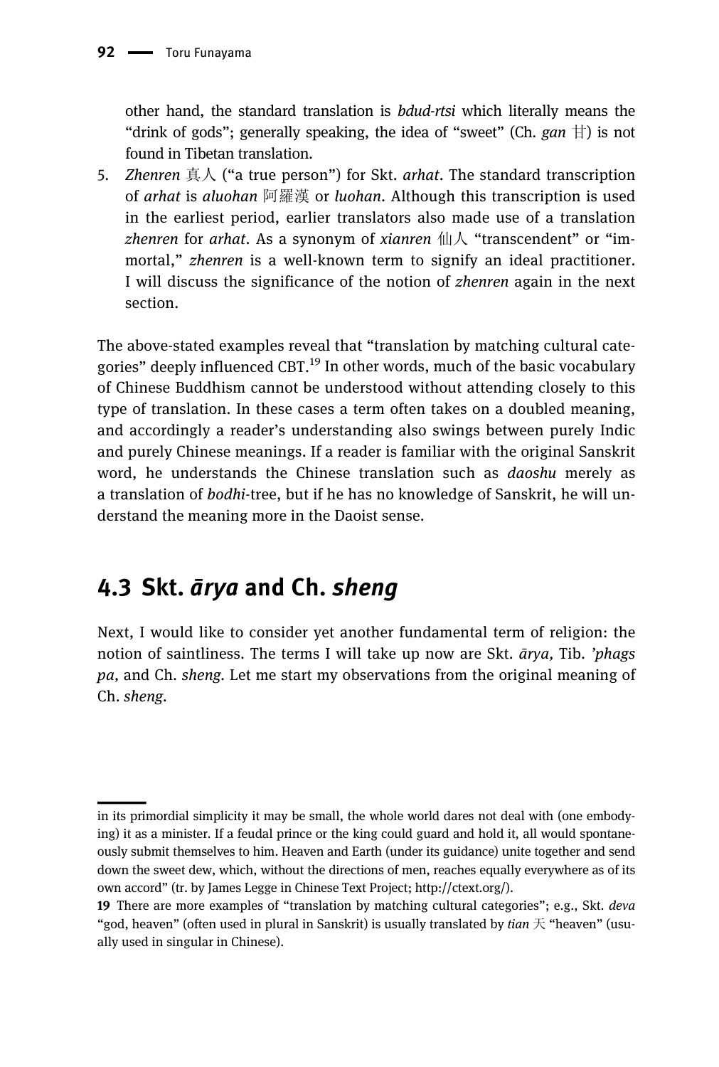other hand, the standard translation is *bdud-rtsi* which literally means the "drink of gods"; generally speaking, the idea of "sweet" (Ch. *gan* 甘) is not found in Tibetan translation.

5. *Zhenren* 真人 ("a true person") for Skt. *arhat*. The standard transcription of *arhat* is *aluohan* 阿羅漢 or *luohan*. Although this transcription is used in the earliest period, earlier translators also made use of a translation *zhenren* for *arhat*. As a synonym of *xianren* 仙人 "transcendent" or "immortal," *zhenren* is a well-known term to signify an ideal practitioner. I will discuss the significance of the notion of *zhenren* again in the next section.

The above-stated examples reveal that "translation by matching cultural categories" deeply influenced CBT.[19] In other words, much of the basic vocabulary of Chinese Buddhism cannot be understood without attending closely to this type of translation. In these cases a term often takes on a doubled meaning, and accordingly a reader's understanding also swings between purely Indic and purely Chinese meanings. If a reader is familiar with the original Sanskrit word, he understands the Chinese translation such as *daoshu* merely as a translation of *bodhi*-tree, but if he has no knowledge of Sanskrit, he will understand the meaning more in the Daoist sense.

## 4.3 Skt. *ārya* and Ch. *sheng*

Next, I would like to consider yet another fundamental term of religion: the notion of saintliness. The terms I will take up now are Skt. *ārya,* Tib. *'phags pa,* and Ch. *sheng.* Let me start my observations from the original meaning of Ch. *sheng.*

---

in its primordial simplicity it may be small, the whole world dares not deal with (one embodying) it as a minister. If a feudal prince or the king could guard and hold it, all would spontaneously submit themselves to him. Heaven and Earth (under its guidance) unite together and send down the sweet dew, which, without the directions of men, reaches equally everywhere as of its own accord" (tr. by James Legge in Chinese Text Project; http://ctext.org/).

19 There are more examples of "translation by matching cultural categories"; e.g., Skt. *deva* "god, heaven" (often used in plural in Sanskrit) is usually translated by *tian* 天 "heaven" (usually used in singular in Chinese).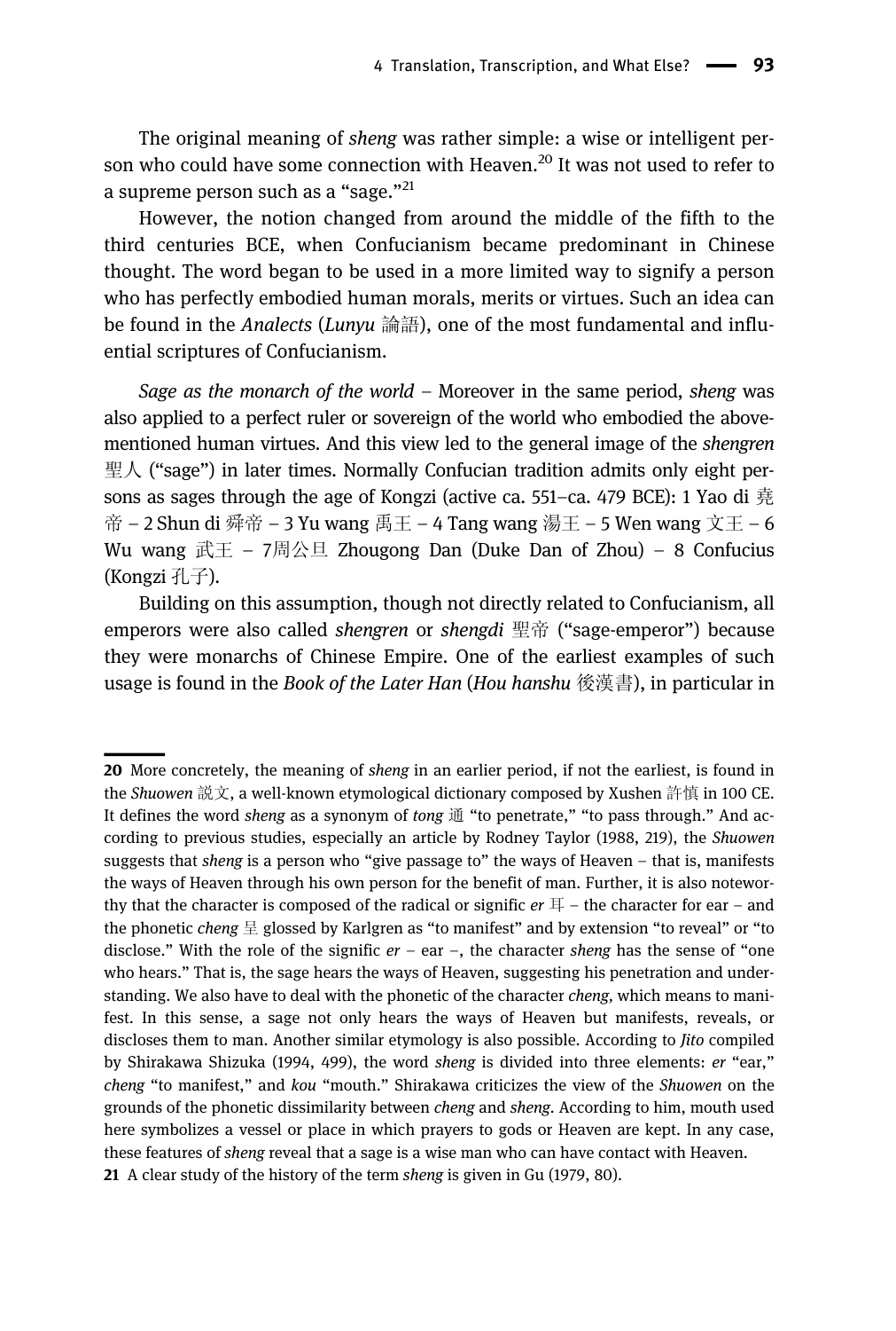The original meaning of *sheng* was rather simple: a wise or intelligent person who could have some connection with Heaven.[20] It was not used to refer to a supreme person such as a "sage."[21]

However, the notion changed from around the middle of the fifth to the third centuries BCE, when Confucianism became predominant in Chinese thought. The word began to be used in a more limited way to signify a person who has perfectly embodied human morals, merits or virtues. Such an idea can be found in the *Analects* (*Lunyu* 論語), one of the most fundamental and influential scriptures of Confucianism.

*Sage as the monarch of the world* – Moreover in the same period, *sheng* was also applied to a perfect ruler or sovereign of the world who embodied the above-mentioned human virtues. And this view led to the general image of the *shengren* 聖人 ("sage") in later times. Normally Confucian tradition admits only eight persons as sages through the age of Kongzi (active ca. 551–ca. 479 BCE): 1 Yao di 堯帝 – 2 Shun di 舜帝 – 3 Yu wang 禹王 – 4 Tang wang 湯王 – 5 Wen wang 文王 – 6 Wu wang 武王 – 7周公旦 Zhougong Dan (Duke Dan of Zhou) – 8 Confucius (Kongzi 孔子).

Building on this assumption, though not directly related to Confucianism, all emperors were also called *shengren* or *shengdi* 聖帝 ("sage-emperor") because they were monarchs of Chinese Empire. One of the earliest examples of such usage is found in the *Book of the Later Han* (*Hou hanshu* 後漢書), in particular in

---

**20** More concretely, the meaning of *sheng* in an earlier period, if not the earliest, is found in the *Shuowen* 說文, a well-known etymological dictionary composed by Xushen 許慎 in 100 CE. It defines the word *sheng* as a synonym of *tong* 通 "to penetrate," "to pass through." And according to previous studies, especially an article by Rodney Taylor (1988, 219), the *Shuowen* suggests that *sheng* is a person who "give passage to" the ways of Heaven – that is, manifests the ways of Heaven through his own person for the benefit of man. Further, it is also noteworthy that the character is composed of the radical or signific *er* 耳 – the character for ear – and the phonetic *cheng* 呈 glossed by Karlgren as "to manifest" and by extension "to reveal" or "to disclose." With the role of the signific *er* – ear –, the character *sheng* has the sense of "one who hears." That is, the sage hears the ways of Heaven, suggesting his penetration and understanding. We also have to deal with the phonetic of the character *cheng*, which means to manifest. In this sense, a sage not only hears the ways of Heaven but manifests, reveals, or discloses them to man. Another similar etymology is also possible. According to *Jito* compiled by Shirakawa Shizuka (1994, 499), the word *sheng* is divided into three elements: *er* "ear," *cheng* "to manifest," and *kou* "mouth." Shirakawa criticizes the view of the *Shuowen* on the grounds of the phonetic dissimilarity between *cheng* and *sheng*. According to him, mouth used here symbolizes a vessel or place in which prayers to gods or Heaven are kept. In any case, these features of *sheng* reveal that a sage is a wise man who can have contact with Heaven.

**21** A clear study of the history of the term *sheng* is given in Gu (1979, 80).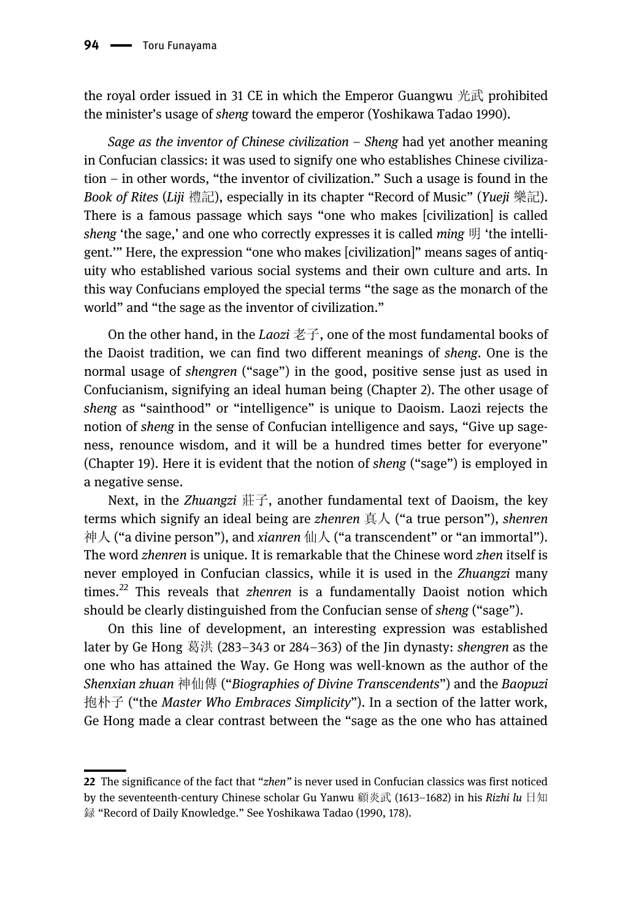the royal order issued in 31 CE in which the Emperor Guangwu 光武 prohibited the minister's usage of *sheng* toward the emperor (Yoshikawa Tadao 1990).

*Sage as the inventor of Chinese civilization* – *Sheng* had yet another meaning in Confucian classics: it was used to signify one who establishes Chinese civilization – in other words, "the inventor of civilization." Such a usage is found in the *Book of Rites* (*Liji* 禮記), especially in its chapter "Record of Music" (*Yueji* 樂記). There is a famous passage which says "one who makes [civilization] is called *sheng* 'the sage,' and one who correctly expresses it is called *ming* 明 'the intelligent.'" Here, the expression "one who makes [civilization]" means sages of antiquity who established various social systems and their own culture and arts. In this way Confucians employed the special terms "the sage as the monarch of the world" and "the sage as the inventor of civilization."

On the other hand, in the *Laozi* 老子, one of the most fundamental books of the Daoist tradition, we can find two different meanings of *sheng*. One is the normal usage of *shengren* ("sage") in the good, positive sense just as used in Confucianism, signifying an ideal human being (Chapter 2). The other usage of *sheng* as "sainthood" or "intelligence" is unique to Daoism. Laozi rejects the notion of *sheng* in the sense of Confucian intelligence and says, "Give up sageness, renounce wisdom, and it will be a hundred times better for everyone" (Chapter 19). Here it is evident that the notion of *sheng* ("sage") is employed in a negative sense.

Next, in the *Zhuangzi* 莊子, another fundamental text of Daoism, the key terms which signify an ideal being are *zhenren* 真人 ("a true person"), *shenren* 神人 ("a divine person"), and *xianren* 仙人 ("a transcendent" or "an immortal"). The word *zhenren* is unique. It is remarkable that the Chinese word *zhen* itself is never employed in Confucian classics, while it is used in the *Zhuangzi* many times.[22] This reveals that *zhenren* is a fundamentally Daoist notion which should be clearly distinguished from the Confucian sense of *sheng* ("sage").

On this line of development, an interesting expression was established later by Ge Hong 葛洪 (283–343 or 284–363) of the Jin dynasty: *shengren* as the one who has attained the Way. Ge Hong was well-known as the author of the *Shenxian zhuan* 神仙傳 ("*Biographies of Divine Transcendents*") and the *Baopuzi* 抱朴子 ("the *Master Who Embraces Simplicity*"). In a section of the latter work, Ge Hong made a clear contrast between the "sage as the one who has attained

---

22 The significance of the fact that "*zhen*" is never used in Confucian classics was first noticed by the seventeenth-century Chinese scholar Gu Yanwu 顧炎武 (1613–1682) in his *Rizhi lu* 日知録 "Record of Daily Knowledge." See Yoshikawa Tadao (1990, 178).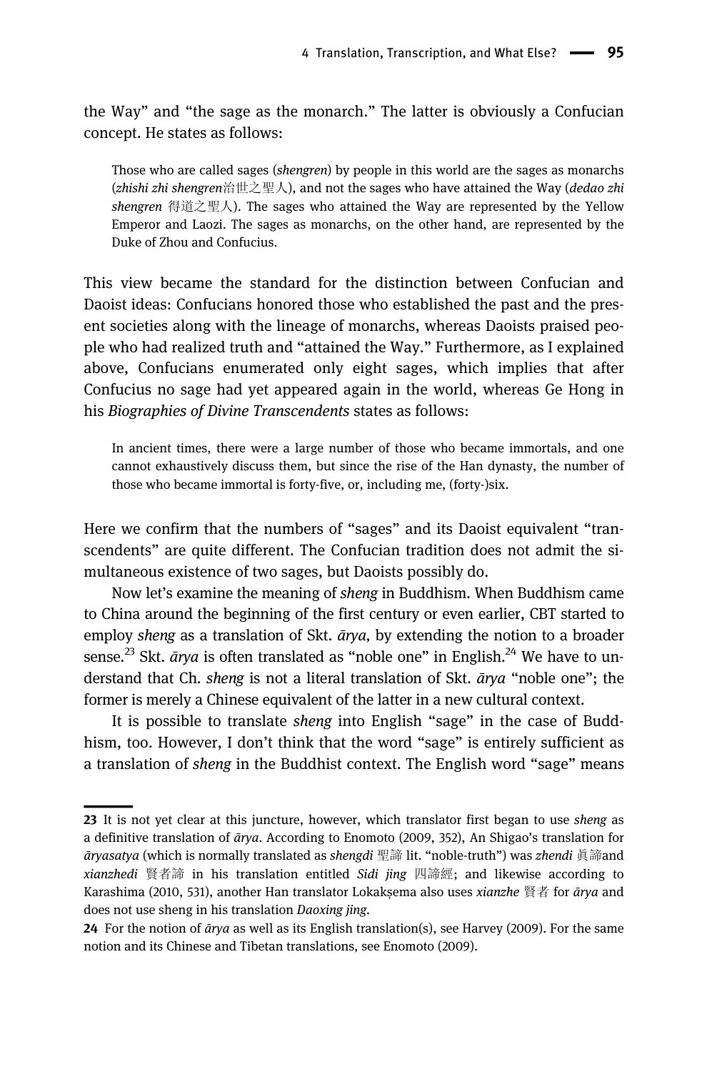the Way" and "the sage as the monarch." The latter is obviously a Confucian concept. He states as follows:

> Those who are called sages (*shengren*) by people in this world are the sages as monarchs (*zhishi zhi shengren*治世之聖人), and not the sages who have attained the Way (*dedao zhi shengren* 得道之聖人). The sages who attained the Way are represented by the Yellow Emperor and Laozi. The sages as monarchs, on the other hand, are represented by the Duke of Zhou and Confucius.

This view became the standard for the distinction between Confucian and Daoist ideas: Confucians honored those who established the past and the present societies along with the lineage of monarchs, whereas Daoists praised people who had realized truth and "attained the Way." Furthermore, as I explained above, Confucians enumerated only eight sages, which implies that after Confucius no sage had yet appeared again in the world, whereas Ge Hong in his *Biographies of Divine Transcendents* states as follows:

> In ancient times, there were a large number of those who became immortals, and one cannot exhaustively discuss them, but since the rise of the Han dynasty, the number of those who became immortal is forty-five, or, including me, (forty-)six.

Here we confirm that the numbers of "sages" and its Daoist equivalent "transcendents" are quite different. The Confucian tradition does not admit the simultaneous existence of two sages, but Daoists possibly do.

Now let's examine the meaning of *sheng* in Buddhism. When Buddhism came to China around the beginning of the first century or even earlier, CBT started to employ *sheng* as a translation of Skt. *ārya,* by extending the notion to a broader sense.[23] Skt. *ārya* is often translated as "noble one" in English.[24] We have to understand that Ch. *sheng* is not a literal translation of Skt. *ārya* "noble one"; the former is merely a Chinese equivalent of the latter in a new cultural context.

It is possible to translate *sheng* into English "sage" in the case of Buddhism, too. However, I don't think that the word "sage" is entirely sufficient as a translation of *sheng* in the Buddhist context. The English word "sage" means

---

**23** It is not yet clear at this juncture, however, which translator first began to use *sheng* as a definitive translation of *ārya*. According to Enomoto (2009, 352), An Shigao's translation for *āryasatya* (which is normally translated as *shengdi* 聖諦 lit. "noble-truth") was *zhendi* 眞諦and *xianzhedi* 賢者諦 in his translation entitled *Sidi jing* 四諦經; and likewise according to Karashima (2010, 531), another Han translator Lokakṣema also uses *xianzhe* 賢者 for *ārya* and does not use sheng in his translation *Daoxing jing*.

**24** For the notion of *ārya* as well as its English translation(s), see Harvey (2009). For the same notion and its Chinese and Tibetan translations, see Enomoto (2009).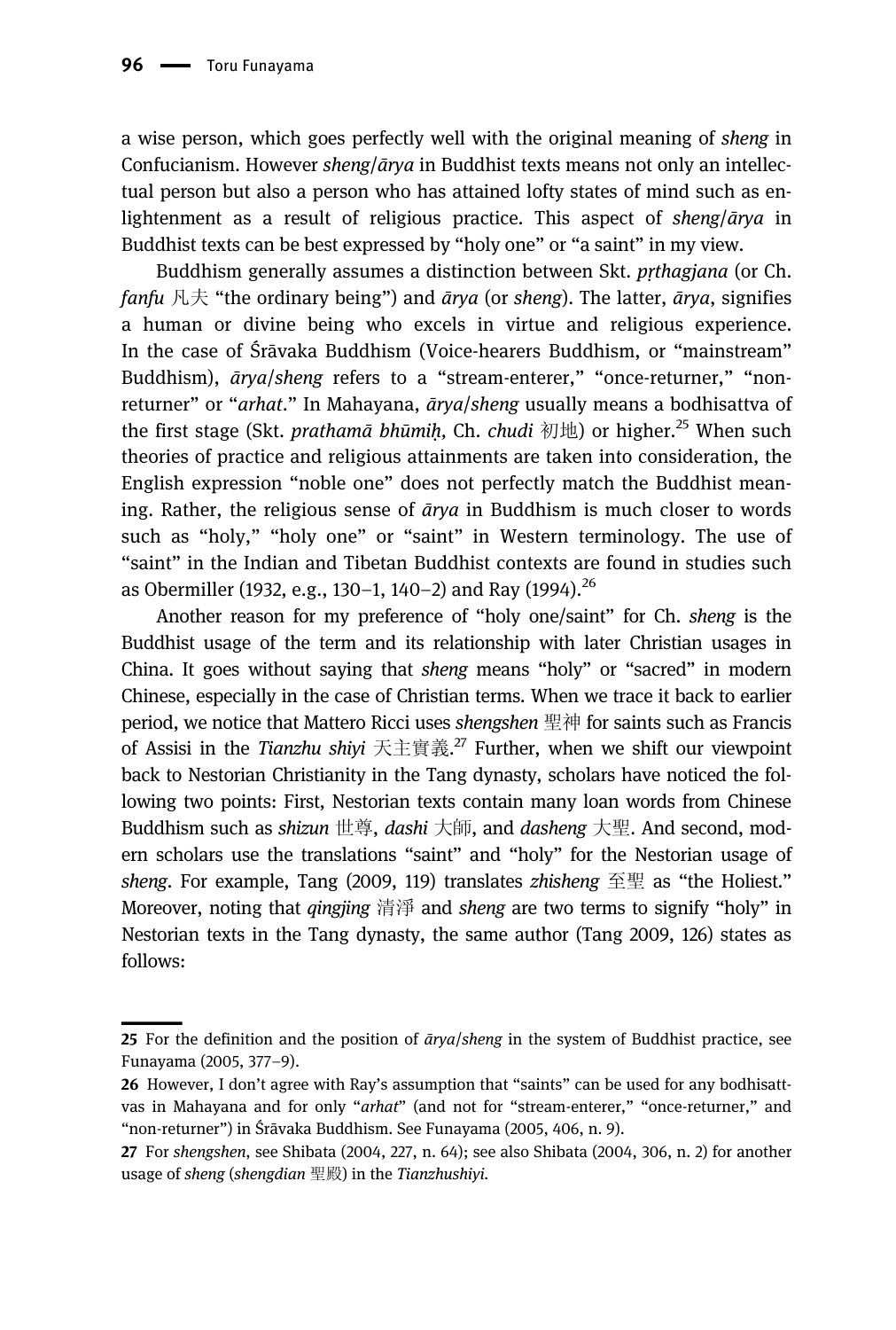a wise person, which goes perfectly well with the original meaning of *sheng* in Confucianism. However *sheng*/*ārya* in Buddhist texts means not only an intellectual person but also a person who has attained lofty states of mind such as enlightenment as a result of religious practice. This aspect of *sheng*/*ārya* in Buddhist texts can be best expressed by "holy one" or "a saint" in my view.

Buddhism generally assumes a distinction between Skt. *pṛthagjana* (or Ch. *fanfu* 凡夫 "the ordinary being") and *ārya* (or *sheng*). The latter, *ārya*, signifies a human or divine being who excels in virtue and religious experience. In the case of Śrāvaka Buddhism (Voice-hearers Buddhism, or "mainstream" Buddhism), *ārya*/*sheng* refers to a "stream-enterer," "once-returner," "non-returner" or "*arhat*." In Mahayana, *ārya*/*sheng* usually means a bodhisattva of the first stage (Skt. *prathamā bhūmiḥ*, Ch. *chudi* 初地) or higher.[25] When such theories of practice and religious attainments are taken into consideration, the English expression "noble one" does not perfectly match the Buddhist meaning. Rather, the religious sense of *ārya* in Buddhism is much closer to words such as "holy," "holy one" or "saint" in Western terminology. The use of "saint" in the Indian and Tibetan Buddhist contexts are found in studies such as Obermiller (1932, e.g., 130–1, 140–2) and Ray (1994).[26]

Another reason for my preference of "holy one/saint" for Ch. *sheng* is the Buddhist usage of the term and its relationship with later Christian usages in China. It goes without saying that *sheng* means "holy" or "sacred" in modern Chinese, especially in the case of Christian terms. When we trace it back to earlier period, we notice that Mattero Ricci uses *shengshen* 聖神 for saints such as Francis of Assisi in the *Tianzhu shiyi* 天主實義.[27] Further, when we shift our viewpoint back to Nestorian Christianity in the Tang dynasty, scholars have noticed the following two points: First, Nestorian texts contain many loan words from Chinese Buddhism such as *shizun* 世尊, *dashi* 大師, and *dasheng* 大聖. And second, modern scholars use the translations "saint" and "holy" for the Nestorian usage of *sheng*. For example, Tang (2009, 119) translates *zhisheng* 至聖 as "the Holiest." Moreover, noting that *qingjing* 清淨 and *sheng* are two terms to signify "holy" in Nestorian texts in the Tang dynasty, the same author (Tang 2009, 126) states as follows:

---

25 For the definition and the position of *ārya*/*sheng* in the system of Buddhist practice, see Funayama (2005, 377–9).

26 However, I don't agree with Ray's assumption that "saints" can be used for any bodhisattvas in Mahayana and for only "*arhat*" (and not for "stream-enterer," "once-returner," and "non-returner") in Śrāvaka Buddhism. See Funayama (2005, 406, n. 9).

27 For *shengshen*, see Shibata (2004, 227, n. 64); see also Shibata (2004, 306, n. 2) for another usage of *sheng* (*shengdian* 聖殿) in the *Tianzhushiyi*.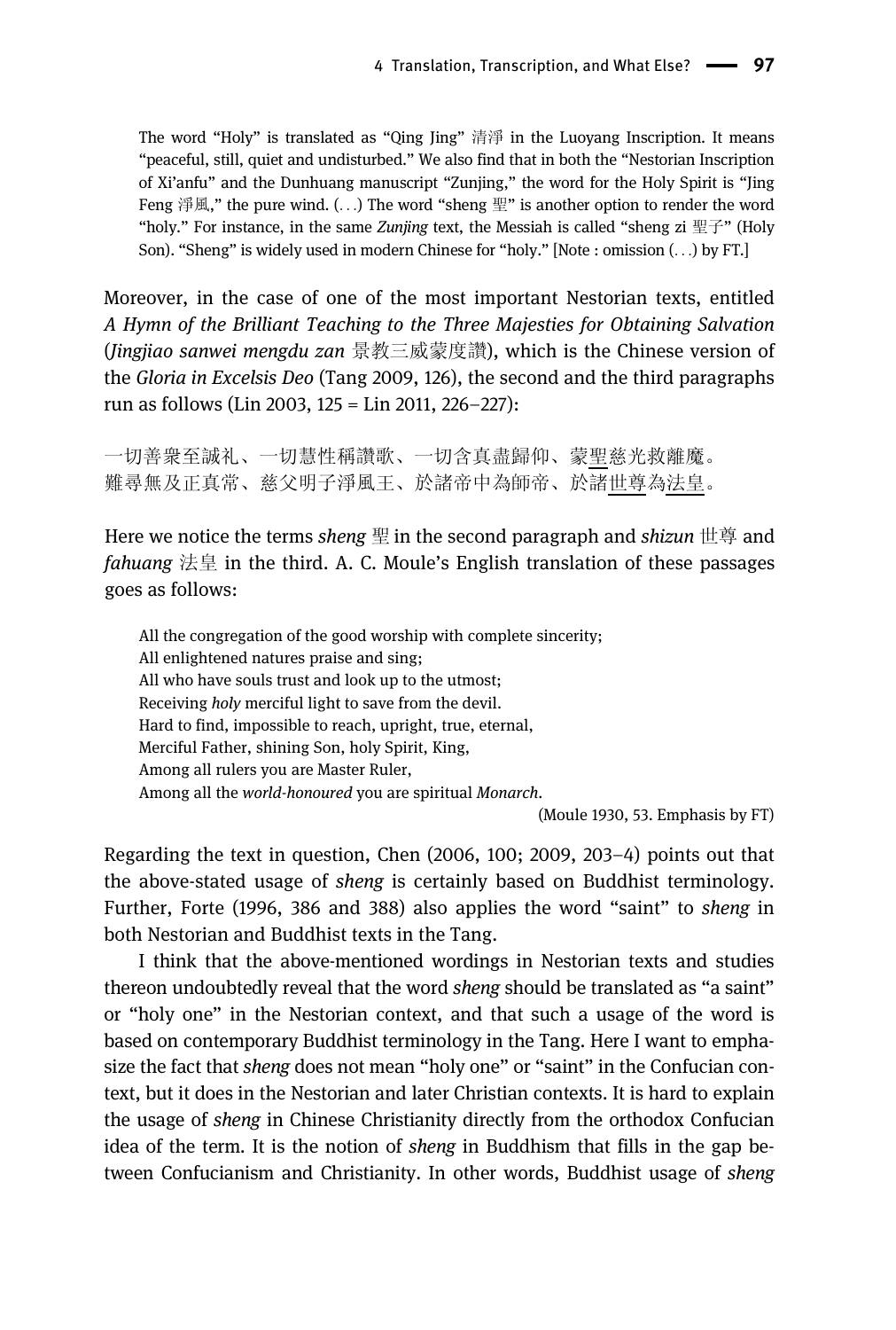The word "Holy" is translated as "Qing Jing" 清淨 in the Luoyang Inscription. It means "peaceful, still, quiet and undisturbed." We also find that in both the "Nestorian Inscription of Xi'anfu" and the Dunhuang manuscript "Zunjing," the word for the Holy Spirit is "Jing Feng 淨風," the pure wind. (. . .) The word "sheng 聖" is another option to render the word "holy." For instance, in the same *Zunjing* text, the Messiah is called "sheng zi 聖子" (Holy Son). "Sheng" is widely used in modern Chinese for "holy." [Note : omission (. . .) by FT.]

Moreover, in the case of one of the most important Nestorian texts, entitled *A Hymn of the Brilliant Teaching to the Three Majesties for Obtaining Salvation* (*Jingjiao sanwei mengdu zan* 景教三威蒙度讚), which is the Chinese version of the *Gloria in Excelsis Deo* (Tang 2009, 126), the second and the third paragraphs run as follows (Lin 2003, 125 = Lin 2011, 226–227):

一切善衆至誠礼、一切慧性稱讚歌、一切含真盡歸仰、蒙<u>聖</u>慈光救離魔。
難尋無及正真常、慈父明子淨風王、於諸帝中為師帝、於諸<u>世尊</u>為<u>法皇</u>。

Here we notice the terms *sheng* 聖 in the second paragraph and *shizun* 世尊 and *fahuang* 法皇 in the third. A. C. Moule's English translation of these passages goes as follows:

> All the congregation of the good worship with complete sincerity;
> All enlightened natures praise and sing;
> All who have souls trust and look up to the utmost;
> Receiving *holy* merciful light to save from the devil.
> Hard to find, impossible to reach, upright, true, eternal,
> Merciful Father, shining Son, holy Spirit, King,
> Among all rulers you are Master Ruler,
> Among all the *world-honoured* you are spiritual *Monarch*.
>
> (Moule 1930, 53. Emphasis by FT)

Regarding the text in question, Chen (2006, 100; 2009, 203–4) points out that the above-stated usage of *sheng* is certainly based on Buddhist terminology. Further, Forte (1996, 386 and 388) also applies the word "saint" to *sheng* in both Nestorian and Buddhist texts in the Tang.

I think that the above-mentioned wordings in Nestorian texts and studies thereon undoubtedly reveal that the word *sheng* should be translated as "a saint" or "holy one" in the Nestorian context, and that such a usage of the word is based on contemporary Buddhist terminology in the Tang. Here I want to emphasize the fact that *sheng* does not mean "holy one" or "saint" in the Confucian context, but it does in the Nestorian and later Christian contexts. It is hard to explain the usage of *sheng* in Chinese Christianity directly from the orthodox Confucian idea of the term. It is the notion of *sheng* in Buddhism that fills in the gap between Confucianism and Christianity. In other words, Buddhist usage of *sheng*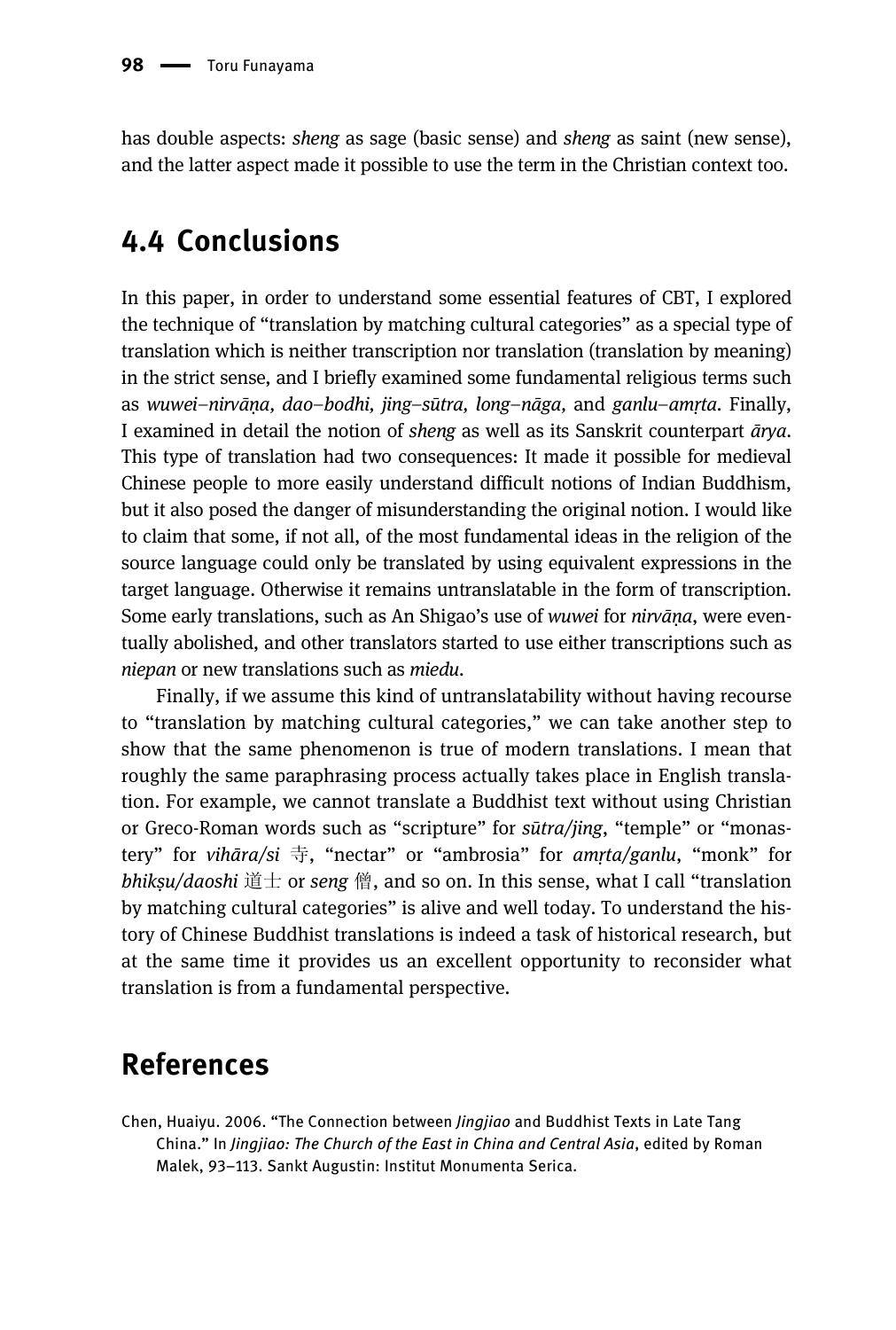has double aspects: *sheng* as sage (basic sense) and *sheng* as saint (new sense), and the latter aspect made it possible to use the term in the Christian context too.

## 4.4 Conclusions

In this paper, in order to understand some essential features of CBT, I explored the technique of "translation by matching cultural categories" as a special type of translation which is neither transcription nor translation (translation by meaning) in the strict sense, and I briefly examined some fundamental religious terms such as *wuwei–nirvāṇa, dao–bodhi, jing–sūtra, long–nāga,* and *ganlu–amṛta*. Finally, I examined in detail the notion of *sheng* as well as its Sanskrit counterpart *ārya*. This type of translation had two consequences: It made it possible for medieval Chinese people to more easily understand difficult notions of Indian Buddhism, but it also posed the danger of misunderstanding the original notion. I would like to claim that some, if not all, of the most fundamental ideas in the religion of the source language could only be translated by using equivalent expressions in the target language. Otherwise it remains untranslatable in the form of transcription. Some early translations, such as An Shigao's use of *wuwei* for *nirvāṇa*, were eventually abolished, and other translators started to use either transcriptions such as *niepan* or new translations such as *miedu*.

Finally, if we assume this kind of untranslatability without having recourse to "translation by matching cultural categories," we can take another step to show that the same phenomenon is true of modern translations. I mean that roughly the same paraphrasing process actually takes place in English translation. For example, we cannot translate a Buddhist text without using Christian or Greco-Roman words such as "scripture" for *sūtra/jing*, "temple" or "monastery" for *vihāra/si* 寺, "nectar" or "ambrosia" for *amṛta/ganlu*, "monk" for *bhikṣu/daoshi* 道士 or *seng* 僧, and so on. In this sense, what I call "translation by matching cultural categories" is alive and well today. To understand the history of Chinese Buddhist translations is indeed a task of historical research, but at the same time it provides us an excellent opportunity to reconsider what translation is from a fundamental perspective.

## References

Chen, Huaiyu. 2006. "The Connection between *Jingjiao* and Buddhist Texts in Late Tang China." In *Jingjiao: The Church of the East in China and Central Asia*, edited by Roman Malek, 93–113. Sankt Augustin: Institut Monumenta Serica.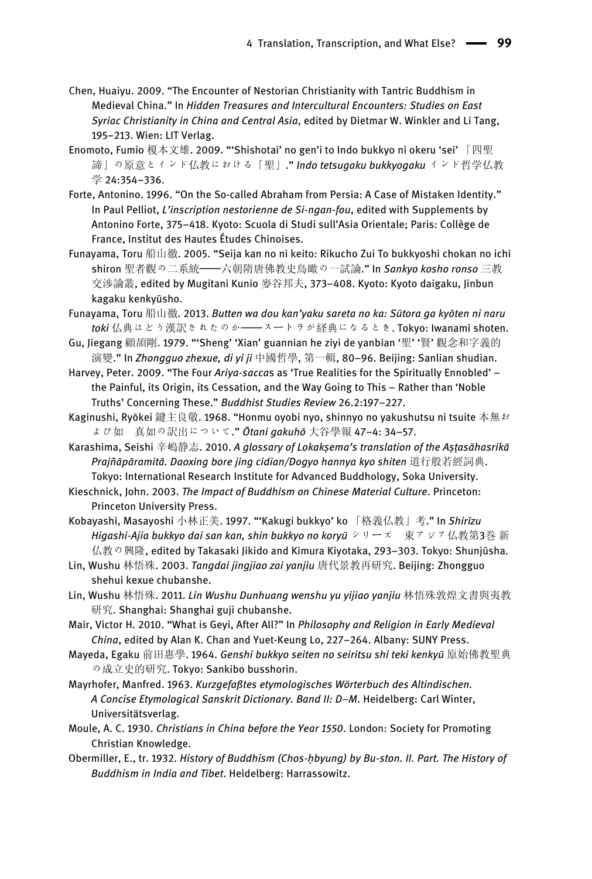Chen, Huaiyu. 2009. “The Encounter of Nestorian Christianity with Tantric Buddhism in Medieval China.” In *Hidden Treasures and Intercultural Encounters: Studies on East Syriac Christianity in China and Central Asia*, edited by Dietmar W. Winkler and Li Tang, 195–213. Wien: LIT Verlag.

Enomoto, Fumio 榎本文雄. 2009. “‘Shishotai’ no gen’i to Indo bukkyo ni okeru ‘sei’ 「四聖諦」の原意とインド仏教における「聖」.” *Indo tetsugaku bukkyogaku* インド哲学仏教学 24:354–336.

Forte, Antonino. 1996. “On the So-called Abraham from Persia: A Case of Mistaken Identity.” In Paul Pelliot, *L’inscription nestorienne de Si-ngan-fou*, edited with Supplements by Antonino Forte, 375–418. Kyoto: Scuola di Studi sull’Asia Orientale; Paris: Collège de France, Institut des Hautes Études Chinoises.

Funayama, Toru 船山徹. 2005. “Seija kan no ni keito: Rikucho Zui To bukkyoshi chokan no ichi shiron 聖者観の二系統——六朝隋唐佛教史鳥瞰の一試論.” In *Sankyo kosho ronso* 三教交涉論叢, edited by Mugitani Kunio 麥谷邦夫, 373–408. Kyoto: Kyoto daigaku, Jinbun kagaku kenkyūsho.

Funayama, Toru 船山徹. 2013. *Butten wa dou kan’yaku sareta no ka: Sūtora ga kyōten ni naru toki* 仏典はどう漢訳されたのか——スートラが経典になるとき. Tokyo: Iwanami shoten.

Gu, Jiegang 顧頡剛. 1979. “‘Sheng’ ‘Xian’ guannian he ziyi de yanbian ‘聖’ ‘賢’ 觀念和字義的演變.” In *Zhongguo zhexue, di yi ji* 中國哲學, 第一輯, 80–96. Beijing: Sanlian shudian.

Harvey, Peter. 2009. “The Four *Ariya-sacca*s as ‘True Realities for the Spiritually Ennobled’ – the Painful, its Origin, its Cessation, and the Way Going to This – Rather than ‘Noble Truths’ Concerning These.” *Buddhist Studies Review* 26.2:197–227.

Kaginushi, Ryōkei 鍵主良敬. 1968. “Honmu oyobi nyo, shinnyo no yakushutsu ni tsuite 本無および如　真如の訳出について.” *Ōtani gakuhō* 大谷學報 47–4: 34–57.

Karashima, Seishi 辛嶋静志. 2010. *A glossary of Lokakṣema’s translation of the Aṣṭasāhasrikā Prajñāpāramitā. Daoxing bore jing cidian/Dogyo hannya kyo shiten* 道行般若經詞典. Tokyo: International Research Institute for Advanced Buddhology, Soka University.

Kieschnick, John. 2003. *The Impact of Buddhism on Chinese Material Culture*. Princeton: Princeton University Press.

Kobayashi, Masayoshi 小林正美. 1997. “‘Kakugi bukkyo’ ko 「格義仏教」考.” In *Shirīzu Higashi-Ajia bukkyo dai san kan, shin bukkyo no koryū* シリーズ　東アジア仏教第3巻 新仏教の興隆, edited by Takasaki Jikido and Kimura Kiyotaka, 293–303. Tokyo: Shunjūsha.

Lin, Wushu 林悟殊. 2003. *Tangdai jingjiao zai yanjiu* 唐代景教再研究. Beijing: Zhongguo shehui kexue chubanshe.

Lin, Wushu 林悟殊. 2011. *Lin Wushu Dunhuang wenshu yu yijiao yanjiu* 林悟殊敦煌文書與夷教研究. Shanghai: Shanghai guji chubanshe.

Mair, Victor H. 2010. “What is Geyi, After All?” In *Philosophy and Religion in Early Medieval China*, edited by Alan K. Chan and Yuet-Keung Lo, 227–264. Albany: SUNY Press.

Mayeda, Egaku 前田惠學. 1964. *Genshi bukkyo seiten no seiritsu shi teki kenkyū* 原始佛教聖典の成立史的研究. Tokyo: Sankibo busshorin.

Mayrhofer, Manfred. 1963. *Kurzgefaßtes etymologisches Wörterbuch des Altindischen. A Concise Etymological Sanskrit Dictionary. Band II: D–M*. Heidelberg: Carl Winter, Universitätsverlag.

Moule, A. C. 1930. *Christians in China before the Year 1550*. London: Society for Promoting Christian Knowledge.

Obermiller, E., tr. 1932. *History of Buddhism (Chos-ḥbyung) by Bu-ston. II. Part. The History of Buddhism in India and Tibet*. Heidelberg: Harrassowitz.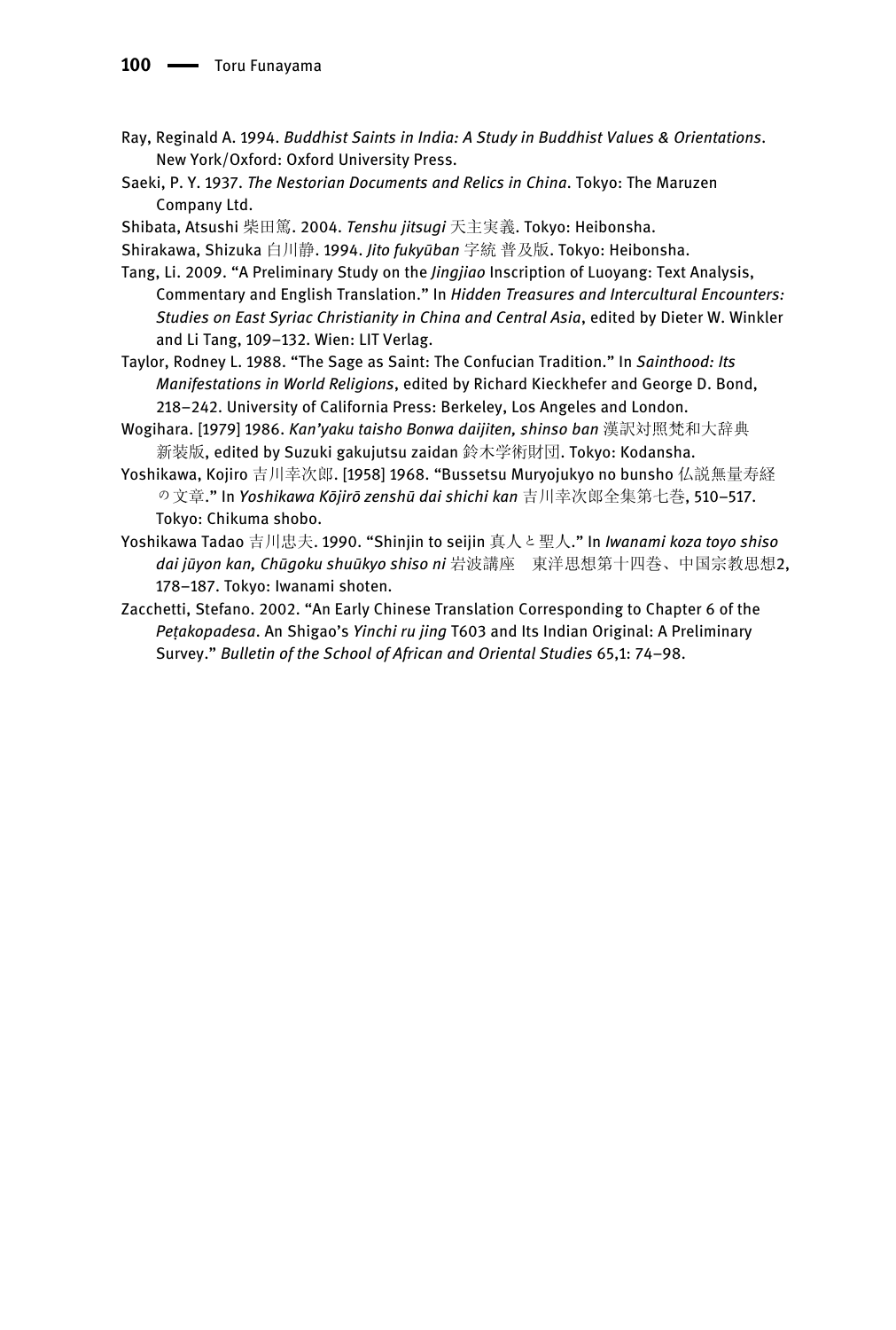Ray, Reginald A. 1994. *Buddhist Saints in India: A Study in Buddhist Values & Orientations*. New York/Oxford: Oxford University Press.

Saeki, P. Y. 1937. *The Nestorian Documents and Relics in China*. Tokyo: The Maruzen Company Ltd.

Shibata, Atsushi 柴田篤. 2004. *Tenshu jitsugi* 天主実義. Tokyo: Heibonsha.

Shirakawa, Shizuka 白川静. 1994. *Jito fukyūban* 字統 普及版. Tokyo: Heibonsha.

Tang, Li. 2009. "A Preliminary Study on the *Jingjiao* Inscription of Luoyang: Text Analysis, Commentary and English Translation." In *Hidden Treasures and Intercultural Encounters: Studies on East Syriac Christianity in China and Central Asia*, edited by Dieter W. Winkler and Li Tang, 109–132. Wien: LIT Verlag.

Taylor, Rodney L. 1988. "The Sage as Saint: The Confucian Tradition." In *Sainthood: Its Manifestations in World Religions*, edited by Richard Kieckhefer and George D. Bond, 218–242. University of California Press: Berkeley, Los Angeles and London.

Wogihara. [1979] 1986. *Kan'yaku taisho Bonwa daijiten, shinso ban* 漢訳対照梵和大辞典 新装版, edited by Suzuki gakujutsu zaidan 鈴木学術財団. Tokyo: Kodansha.

Yoshikawa, Kojiro 吉川幸次郎. [1958] 1968. "Bussetsu Muryojukyo no bunsho 仏説無量寿経の文章." In *Yoshikawa Kōjirō zenshū dai shichi kan* 吉川幸次郎全集第七巻, 510–517. Tokyo: Chikuma shobo.

Yoshikawa Tadao 吉川忠夫. 1990. "Shinjin to seijin 真人と聖人." In *Iwanami koza toyo shiso dai jūyon kan, Chūgoku shuūkyo shiso ni* 岩波講座　東洋思想第十四巻、中国宗教思想2, 178–187. Tokyo: Iwanami shoten.

Zacchetti, Stefano. 2002. "An Early Chinese Translation Corresponding to Chapter 6 of the *Peṭakopadesa*. An Shigao's *Yinchi ru jing* T603 and Its Indian Original: A Preliminary Survey." *Bulletin of the School of African and Oriental Studies* 65,1: 74–98.